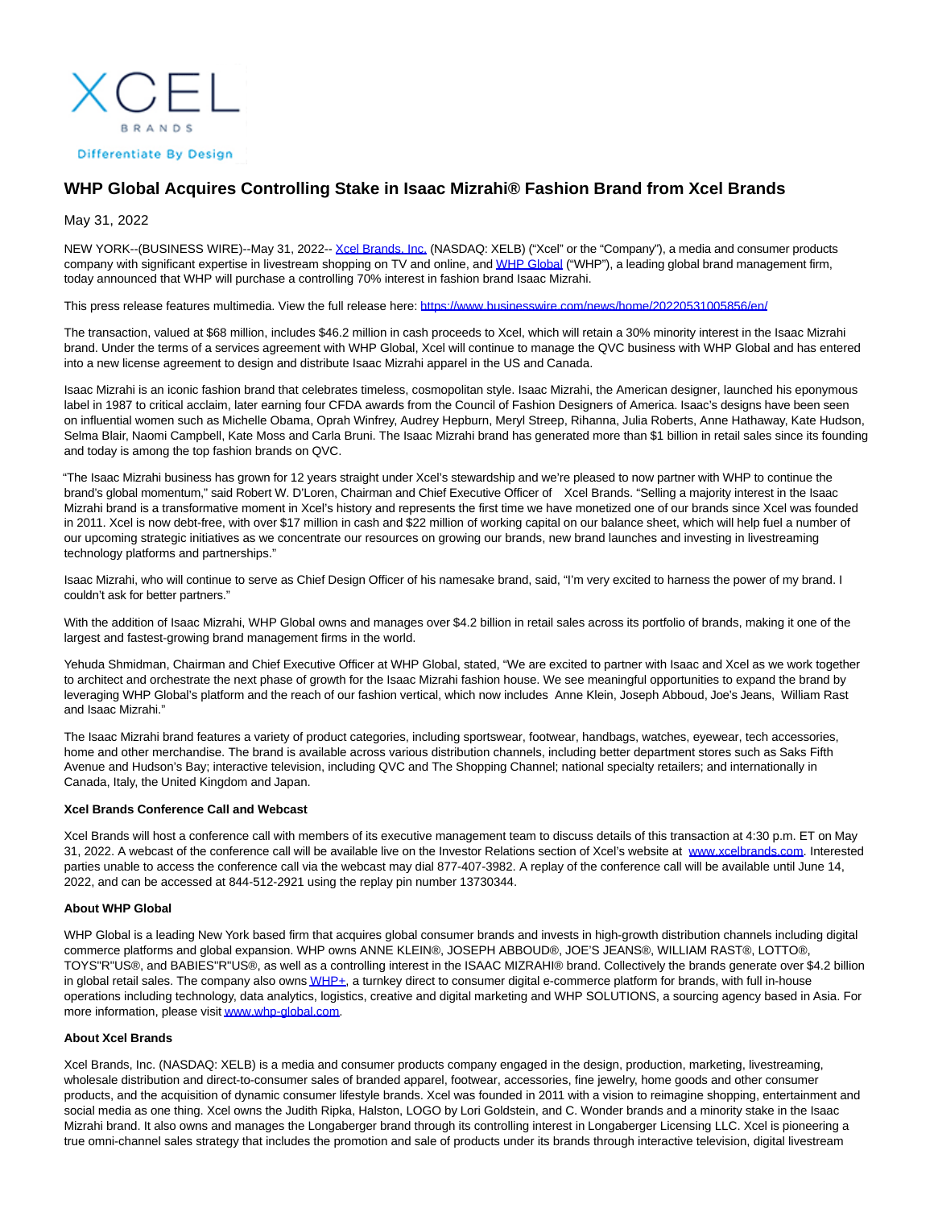XCEL

BRANDS

Differentiate By Design

# WHP Global Acquires Controlling Stake in Isaac Mizrahi® Fashion Brand from Xcel Brands

May 31, 2022

NEW YORK--(BUSINESS WIRE)--May 31, 2022-- Xcel Brands, Inc. (NASDAQ: XELB) ("Xcel" or the "Company"), a media and consumer products company with significant expertise in livestream shopping on TV and online, and WHP Global ("WHP"), a leading global brand management firm, today announced that WHP will purchase a controlling 70% interest in fashion brand Isaac Mizrahi.

This press release features multimedia. View the full release here: https://www.businesswire.com/news/home/20220531005856/en/

The transaction, valued at $68 million, includes $46.2 million in cash proceeds to Xcel, which will retain a 30% minority interest in the Isaac Mizrahi brand. Under the terms of a services agreement with WHP Global, Xcel will continue to manage the QVC business with WHP Global and has entered into a new license agreement to design and distribute Isaac Mizrahi apparel in the US and Canada.

Isaac Mizrahi is an iconic fashion brand that celebrates timeless, cosmopolitan style. Isaac Mizrahi, the American designer, launched his eponymous label in 1987 to critical acclaim, later earning four CFDA awards from the Council of Fashion Designers of America. Isaac's designs have been seen on influential women such as Michelle Obama, Oprah Winfrey, Audrey Hepburn, Meryl Streep, Rihanna, Julia Roberts, Anne Hathaway, Kate Hudson, Selma Blair, Naomi Campbell, Kate Moss and Carla Bruni. The Isaac Mizrahi brand has generated more than $1 billion in retail sales since its founding and today is among the top fashion brands on QVC.

"The Isaac Mizrahi business has grown for 12 years straight under Xcel's stewardship and we're pleased to now partner with WHP to continue the brand's global momentum," said Robert W. D'Loren, Chairman and Chief Executive Officer of Xcel Brands. "Selling a majority interest in the Isaac Mizrahi brand is a transformative moment in Xcel's history and represents the first time we have monetized one of our brands since Xcel was founded in 2011. Xcel is now debt-free, with over $17 million in cash and $22 million of working capital on our balance sheet, which will help fuel a number of our upcoming strategic initiatives as we concentrate our resources on growing our brands, new brand launches and investing in livestreaming technology platforms and partnerships."

Isaac Mizrahi, who will continue to serve as Chief Design Officer of his namesake brand, said, "I'm very excited to harness the power of my brand. I couldn't ask for better partners."

With the addition of Isaac Mizrahi, WHP Global owns and manages over $4.2 billion in retail sales across its portfolio of brands, making it one of the largest and fastest-growing brand management firms in the world.

Yehuda Shmidman, Chairman and Chief Executive Officer at WHP Global, stated, "We are excited to partner with Isaac and Xcel as we work together to architect and orchestrate the next phase of growth for the Isaac Mizrahi fashion house. We see meaningful opportunities to expand the brand by leveraging WHP Global's platform and the reach of our fashion vertical, which now includes Anne Klein, Joseph Abboud, Joe's Jeans, William Rast and Isaac Mizrahi."

The Isaac Mizrahi brand features a variety of product categories, including sportswear, footwear, handbags, watches, eyewear, tech accessories, home and other merchandise. The brand is available across various distribution channels, including better department stores such as Saks Fifth Avenue and Hudson's Bay; interactive television, including QVC and The Shopping Channel; national specialty retailers; and internationally in Canada, Italy, the United Kingdom and Japan.

**Xcel Brands Conference Call and Webcast**

Xcel Brands will host a conference call with members of its executive management team to discuss details of this transaction at 4:30 p.m. ET on May 31, 2022. A webcast of the conference call will be available live on the Investor Relations section of Xcel's website at www.xcelbrands.com. Interested parties unable to access the conference call via the webcast may dial 877-407-3982. A replay of the conference call will be available until June 14, 2022, and can be accessed at 844-512-2921 using the replay pin number 13730344.

**About WHP Global**

WHP Global is a leading New York based firm that acquires global consumer brands and invests in high-growth distribution channels including digital commerce platforms and global expansion. WHP owns ANNE KLEIN®, JOSEPH ABBOUD®, JOE'S JEANS®, WILLIAM RAST®, LOTTO®, TOYS"R"US®, and BABIES"R"US®, as well as a controlling interest in the ISAAC MIZRAHI® brand. Collectively the brands generate over $4.2 billion in global retail sales. The company also owns WHP+, a turnkey direct to consumer digital e-commerce platform for brands, with full in-house operations including technology, data analytics, logistics, creative and digital marketing and WHP SOLUTIONS, a sourcing agency based in Asia. For more information, please visit www.whp-global.com.

**About Xcel Brands**

Xcel Brands, Inc. (NASDAQ: XELB) is a media and consumer products company engaged in the design, production, marketing, livestreaming, wholesale distribution and direct-to-consumer sales of branded apparel, footwear, accessories, fine jewelry, home goods and other consumer products, and the acquisition of dynamic consumer lifestyle brands. Xcel was founded in 2011 with a vision to reimagine shopping, entertainment and social media as one thing. Xcel owns the Judith Ripka, Halston, LOGO by Lori Goldstein, and C. Wonder brands and a minority stake in the Isaac Mizrahi brand. It also owns and manages the Longaberger brand through its controlling interest in Longaberger Licensing LLC. Xcel is pioneering a true omni-channel sales strategy that includes the promotion and sale of products under its brands through interactive television, digital livestream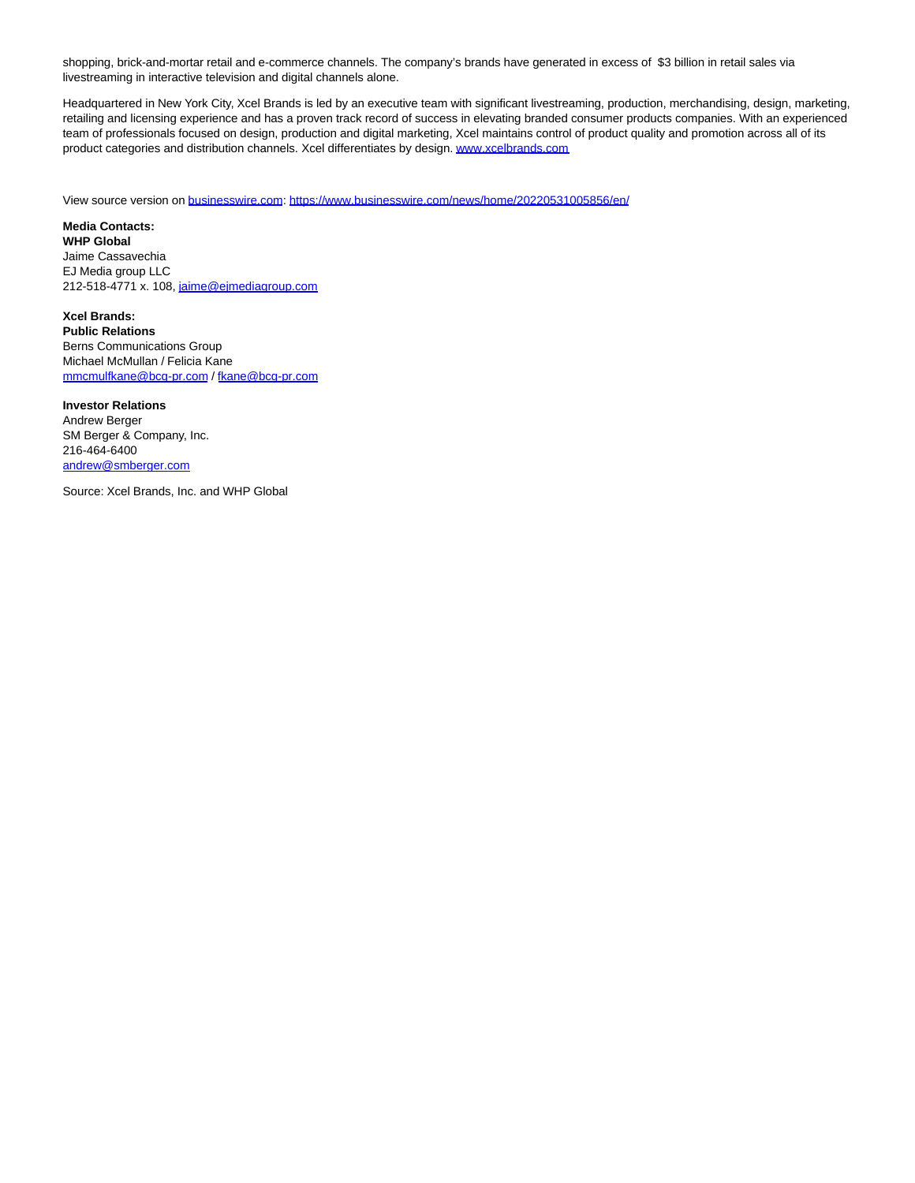shopping, brick-and-mortar retail and e-commerce channels. The company's brands have generated in excess of $3 billion in retail sales via livestreaming in interactive television and digital channels alone.

Headquartered in New York City, Xcel Brands is led by an executive team with significant livestreaming, production, merchandising, design, marketing, retailing and licensing experience and has a proven track record of success in elevating branded consumer products companies. With an experienced team of professionals focused on design, production and digital marketing, Xcel maintains control of product quality and promotion across all of its product categories and distribution channels. Xcel differentiates by design. www.xcelbrands.com

View source version on businesswire.com: https://www.businesswire.com/news/home/20220531005856/en/

**Media Contacts:**
**WHP Global**
Jaime Cassavechia
EJ Media group LLC
212-518-4771 x. 108, jaime@ejmediagroup.com

**Xcel Brands:**
**Public Relations**
Berns Communications Group
Michael McMullan / Felicia Kane
mmcmulfkane@bcg-pr.com / fkane@bcg-pr.com

**Investor Relations**
Andrew Berger
SM Berger & Company, Inc.
216-464-6400
andrew@smberger.com

Source: Xcel Brands, Inc. and WHP Global